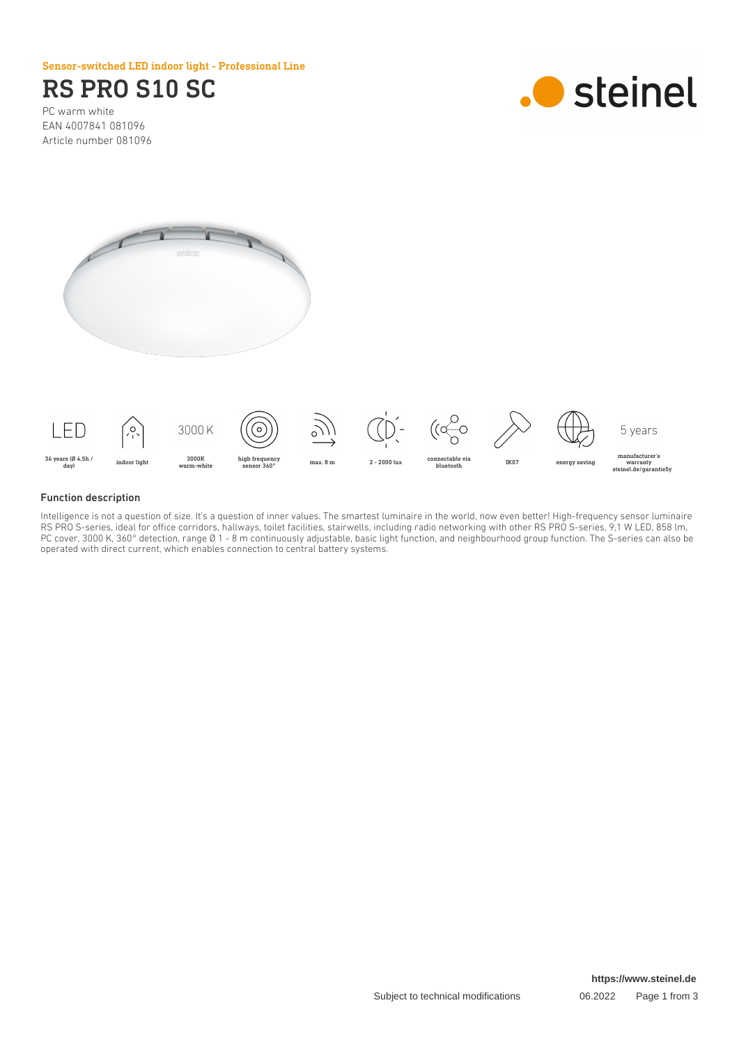Sensor-switched LED indoor light - Professional Line

# RS PRO S10 SC

PC warm white
EAN 4007841 081096
Article number 081096

| LED | | 3000 K | | | | | | | 5 years |
|---|---|---|---|---|---|---|---|---|---|
| 36 years (Ø 4,5h / day) | indoor light | 3000K warm-white | high frequency sensor 360° | max. 8 m | 2 - 2000 lux | connectable via bluetooth | IK07 | energy saving | manufacturer's warranty steinel.de/garantie5y |

## Function description

Intelligence is not a question of size. It's a question of inner values. The smartest luminaire in the world, now even better! High-frequency sensor luminaire RS PRO S-series, ideal for office corridors, hallways, toilet facilities, stairwells, including radio networking with other RS PRO S-series, 9,1 W LED, 858 lm, PC cover, 3000 K, 360° detection, range Ø 1 - 8 m continuously adjustable, basic light function, and neighbourhood group function. The S-series can also be operated with direct current, which enables connection to central battery systems.

https://www.steinel.de

Subject to technical modifications 06.2022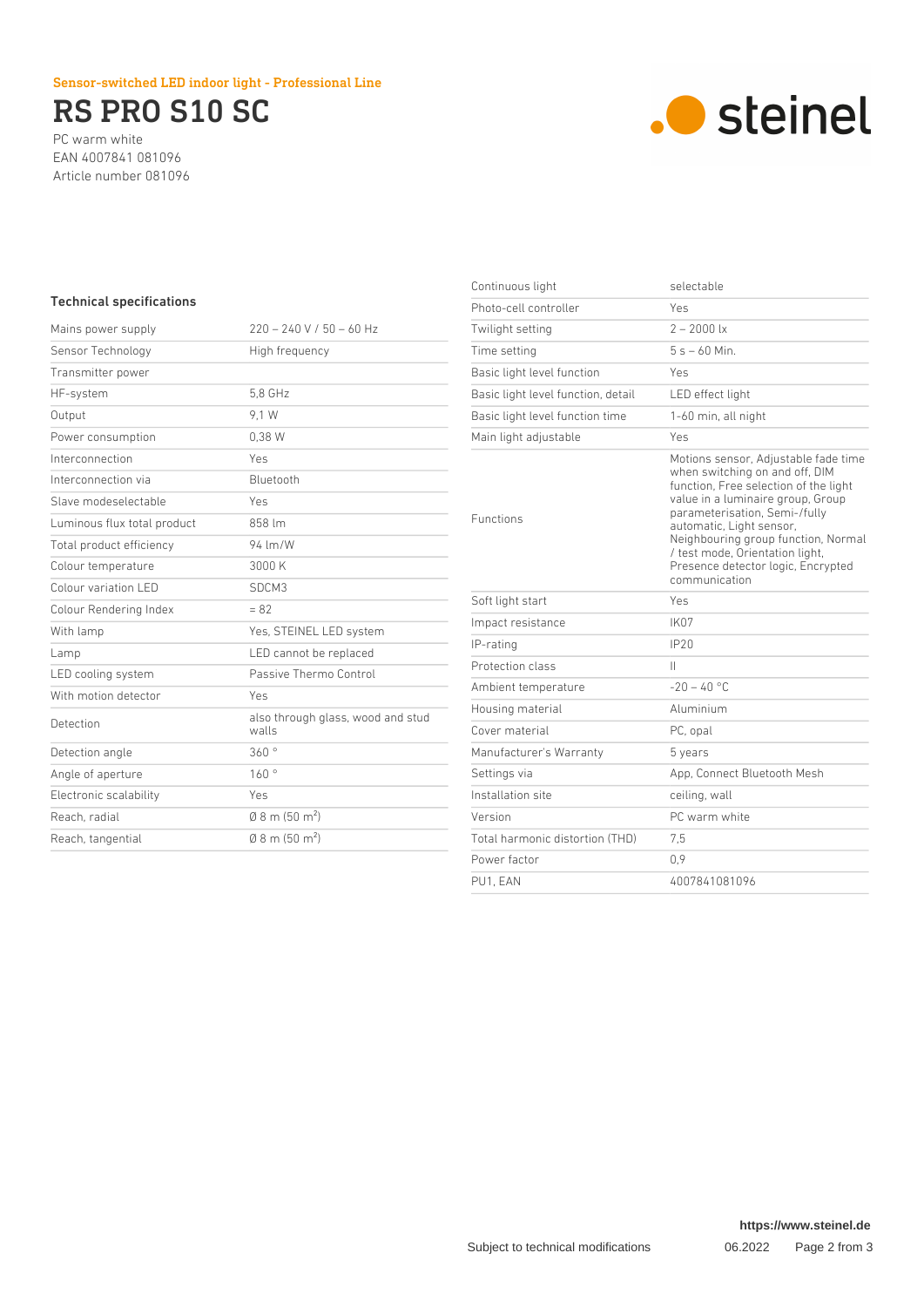Sensor-switched LED indoor light - Professional Line

# RS PRO S10 SC

PC warm white
EAN 4007841 081096
Article number 081096

## Technical specifications

| | |
|---|---|
| Mains power supply | 220 – 240 V / 50 – 60 Hz |
| Sensor Technology | High frequency |
| Transmitter power | |
| HF-system | 5,8 GHz |
| Output | 9,1 W |
| Power consumption | 0,38 W |
| Interconnection | Yes |
| Interconnection via | Bluetooth |
| Slave modeselectable | Yes |
| Luminous flux total product | 858 lm |
| Total product efficiency | 94 lm/W |
| Colour temperature | 3000 K |
| Colour variation LED | SDCM3 |
| Colour Rendering Index | = 82 |
| With lamp | Yes, STEINEL LED system |
| Lamp | LED cannot be replaced |
| LED cooling system | Passive Thermo Control |
| With motion detector | Yes |
| Detection | also through glass, wood and stud walls |
| Detection angle | 360 ° |
| Angle of aperture | 160 ° |
| Electronic scalability | Yes |
| Reach, radial | Ø 8 m (50 m²) |
| Reach, tangential | Ø 8 m (50 m²) |
| Continuous light | selectable |
| Photo-cell controller | Yes |
| Twilight setting | 2 – 2000 lx |
| Time setting | 5 s – 60 Min. |
| Basic light level function | Yes |
| Basic light level function, detail | LED effect light |
| Basic light level function time | 1-60 min, all night |
| Main light adjustable | Yes |
| Functions | Motions sensor, Adjustable fade time when switching on and off, DIM function, Free selection of the light value in a luminaire group, Group parameterisation, Semi-/fully automatic, Light sensor, Neighbouring group function, Normal / test mode, Orientation light, Presence detector logic, Encrypted communication |
| Soft light start | Yes |
| Impact resistance | IK07 |
| IP-rating | IP20 |
| Protection class | II |
| Ambient temperature | -20 – 40 °C |
| Housing material | Aluminium |
| Cover material | PC, opal |
| Manufacturer's Warranty | 5 years |
| Settings via | App, Connect Bluetooth Mesh |
| Installation site | ceiling, wall |
| Version | PC warm white |
| Total harmonic distortion (THD) | 7,5 |
| Power factor | 0,9 |
| PU1, EAN | 4007841081096 |

https://www.steinel.de

Subject to technical modifications 06.2022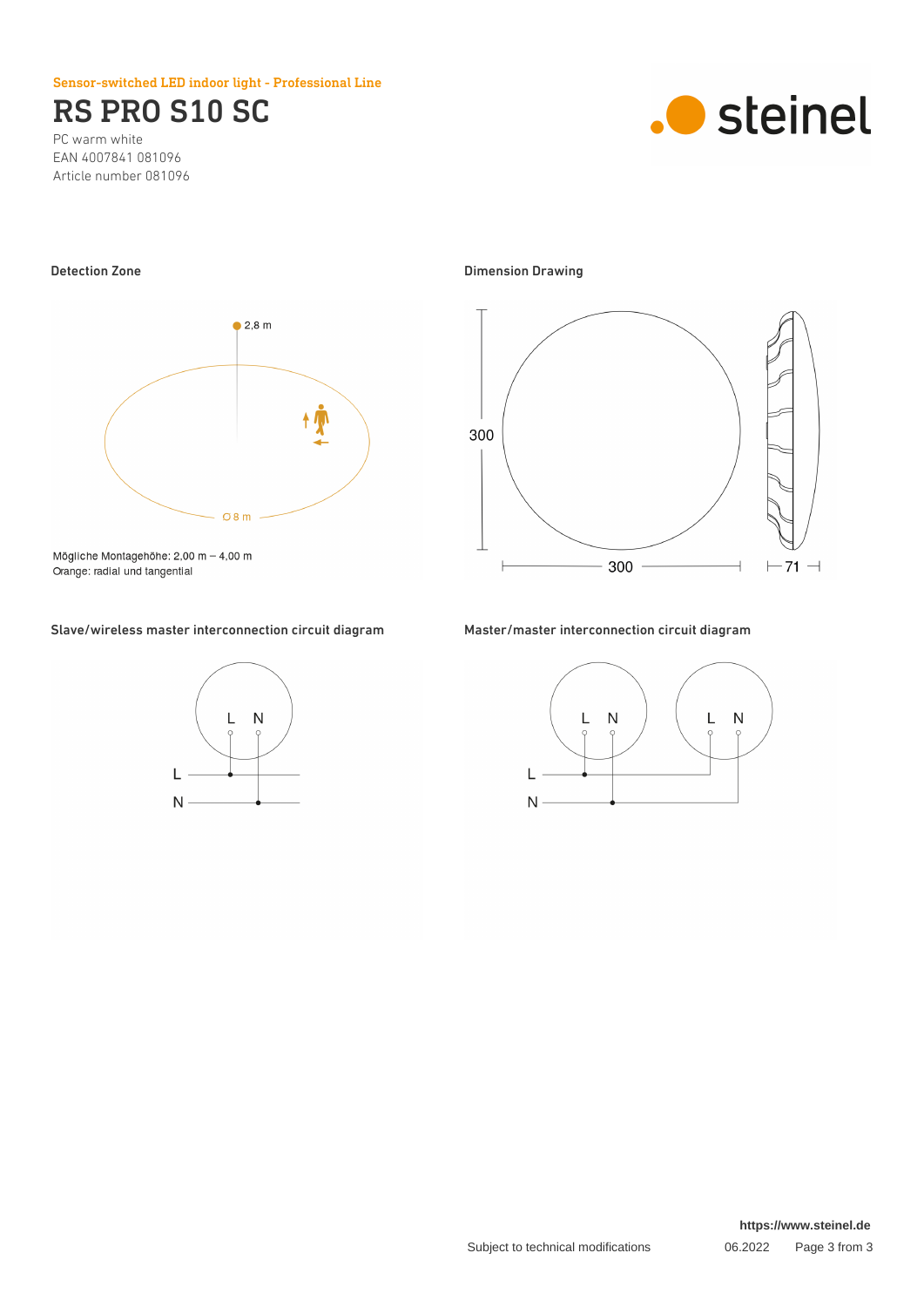Sensor-switched LED indoor light - Professional Line

# RS PRO S10 SC

PC warm white
EAN 4007841 081096
Article number 081096

steinel

## Detection Zone

2,8 m

Ø 8 m

Mögliche Montagehöhe: 2,00 m – 4,00 m
Orange: radial und tangential

## Dimension Drawing

300

300

71

## Slave/wireless master interconnection circuit diagram

L N

L

N

## Master/master interconnection circuit diagram

L N

L N

L

N

https://www.steinel.de

Subject to technical modifications

06.2022